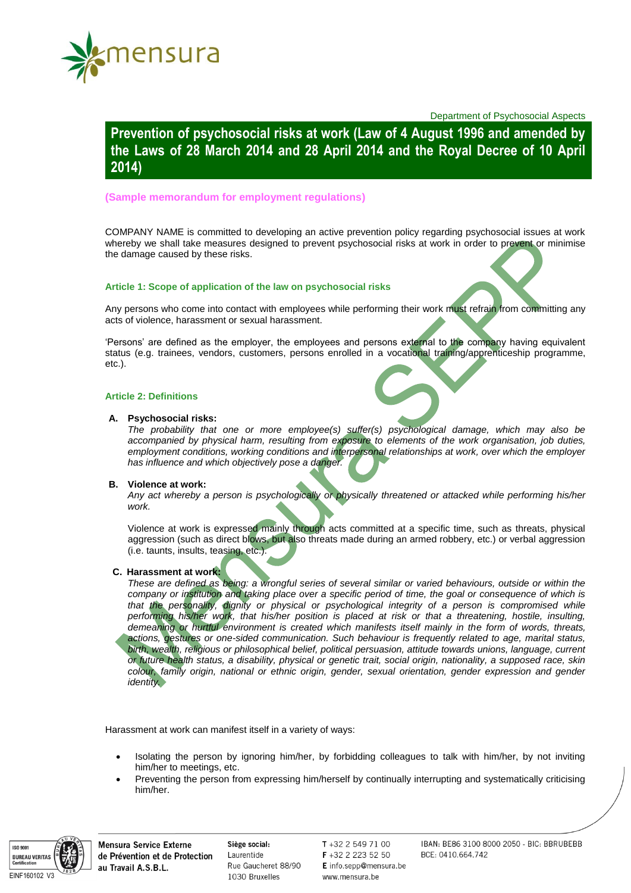Department of Psychosocial Aspects

# Prevention of psychosocial risks at work (Law of 4 August 1996 and amended by the Laws of 28 March 2014 and 28 April 2014 and the Royal Decree of 10 April 2014)

**(Sample memorandum for employment regulations)**

COMPANY NAME is committed to developing an active prevention policy regarding psychosocial issues at work whereby we shall take measures designed to prevent psychosocial risks at work in order to prevent or minimise the damage caused by these risks.

## Article 1: Scope of application of the law on psychosocial risks

Any persons who come into contact with employees while performing their work must refrain from committing any acts of violence, harassment or sexual harassment.

'Persons' are defined as the employer, the employees and persons external to the company having equivalent status (e.g. trainees, vendors, customers, persons enrolled in a vocational training/apprenticeship programme, etc.).

## Article 2: Definitions

**A. Psychosocial risks:**

*The probability that one or more employee(s) suffer(s) psychological damage, which may also be accompanied by physical harm, resulting from exposure to elements of the work organisation, job duties, employment conditions, working conditions and interpersonal relationships at work, over which the employer has influence and which objectively pose a danger.*

**B. Violence at work:**

*Any act whereby a person is psychologically or physically threatened or attacked while performing his/her work.*

Violence at work is expressed mainly through acts committed at a specific time, such as threats, physical aggression (such as direct blows, but also threats made during an armed robbery, etc.) or verbal aggression (i.e. taunts, insults, teasing, etc.).

**C. Harassment at work:**

*These are defined as being: a wrongful series of several similar or varied behaviours, outside or within the company or institution and taking place over a specific period of time, the goal or consequence of which is that the personality, dignity or physical or psychological integrity of a person is compromised while performing his/her work, that his/her position is placed at risk or that a threatening, hostile, insulting, demeaning or hurtful environment is created which manifests itself mainly in the form of words, threats, actions, gestures or one-sided communication. Such behaviour is frequently related to age, marital status, birth, wealth, religious or philosophical belief, political persuasion, attitude towards unions, language, current or future health status, a disability, physical or genetic trait, social origin, nationality, a supposed race, skin colour, family origin, national or ethnic origin, gender, sexual orientation, gender expression and gender identity.*

Harassment at work can manifest itself in a variety of ways:

- Isolating the person by ignoring him/her, by forbidding colleagues to talk with him/her, by not inviting him/her to meetings, etc.
- Preventing the person from expressing him/herself by continually interrupting and systematically criticising him/her.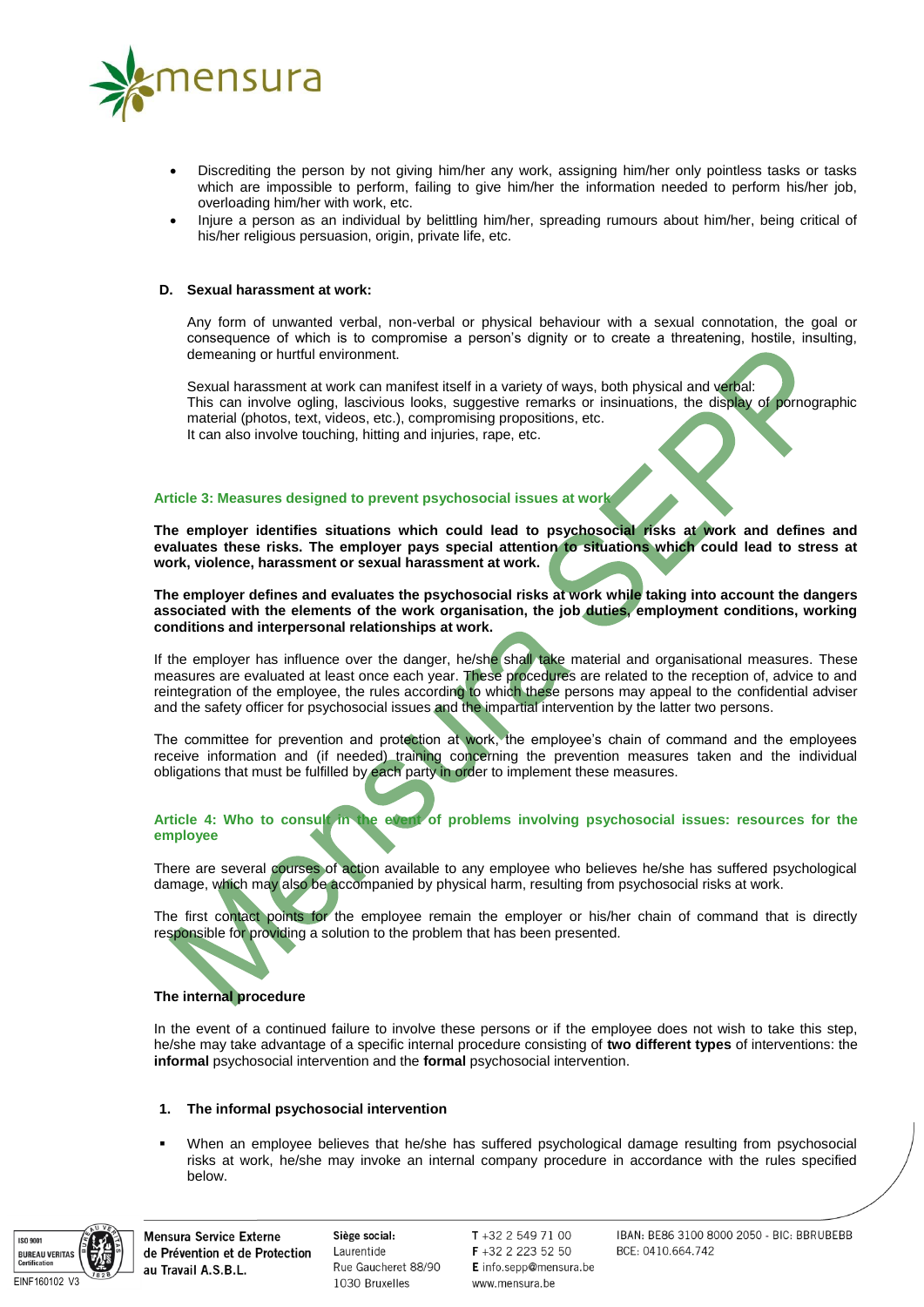- Discrediting the person by not giving him/her any work, assigning him/her only pointless tasks or tasks which are impossible to perform, failing to give him/her the information needed to perform his/her job, overloading him/her with work, etc.
- Injure a person as an individual by belittling him/her, spreading rumours about him/her, being critical of his/her religious persuasion, origin, private life, etc.

**D. Sexual harassment at work:**

Any form of unwanted verbal, non-verbal or physical behaviour with a sexual connotation, the goal or consequence of which is to compromise a person's dignity or to create a threatening, hostile, insulting, demeaning or hurtful environment.

Sexual harassment at work can manifest itself in a variety of ways, both physical and verbal:
This can involve ogling, lascivious looks, suggestive remarks or insinuations, the display of pornographic material (photos, text, videos, etc.), compromising propositions, etc.
It can also involve touching, hitting and injuries, rape, etc.

### Article 3: Measures designed to prevent psychosocial issues at work

**The employer identifies situations which could lead to psychosocial risks at work and defines and evaluates these risks. The employer pays special attention to situations which could lead to stress at work, violence, harassment or sexual harassment at work.**

**The employer defines and evaluates the psychosocial risks at work while taking into account the dangers associated with the elements of the work organisation, the job duties, employment conditions, working conditions and interpersonal relationships at work.**

If the employer has influence over the danger, he/she shall take material and organisational measures. These measures are evaluated at least once each year. These procedures are related to the reception of, advice to and reintegration of the employee, the rules according to which these persons may appeal to the confidential adviser and the safety officer for psychosocial issues and the impartial intervention by the latter two persons.

The committee for prevention and protection at work, the employee's chain of command and the employees receive information and (if needed) training concerning the prevention measures taken and the individual obligations that must be fulfilled by each party in order to implement these measures.

### Article 4: Who to consult in the event of problems involving psychosocial issues: resources for the employee

There are several courses of action available to any employee who believes he/she has suffered psychological damage, which may also be accompanied by physical harm, resulting from psychosocial risks at work.

The first contact points for the employee remain the employer or his/her chain of command that is directly responsible for providing a solution to the problem that has been presented.

**The internal procedure**

In the event of a continued failure to involve these persons or if the employee does not wish to take this step, he/she may take advantage of a specific internal procedure consisting of **two different types** of interventions: the **informal** psychosocial intervention and the **formal** psychosocial intervention.

**1. The informal psychosocial intervention**

- When an employee believes that he/she has suffered psychological damage resulting from psychosocial risks at work, he/she may invoke an internal company procedure in accordance with the rules specified below.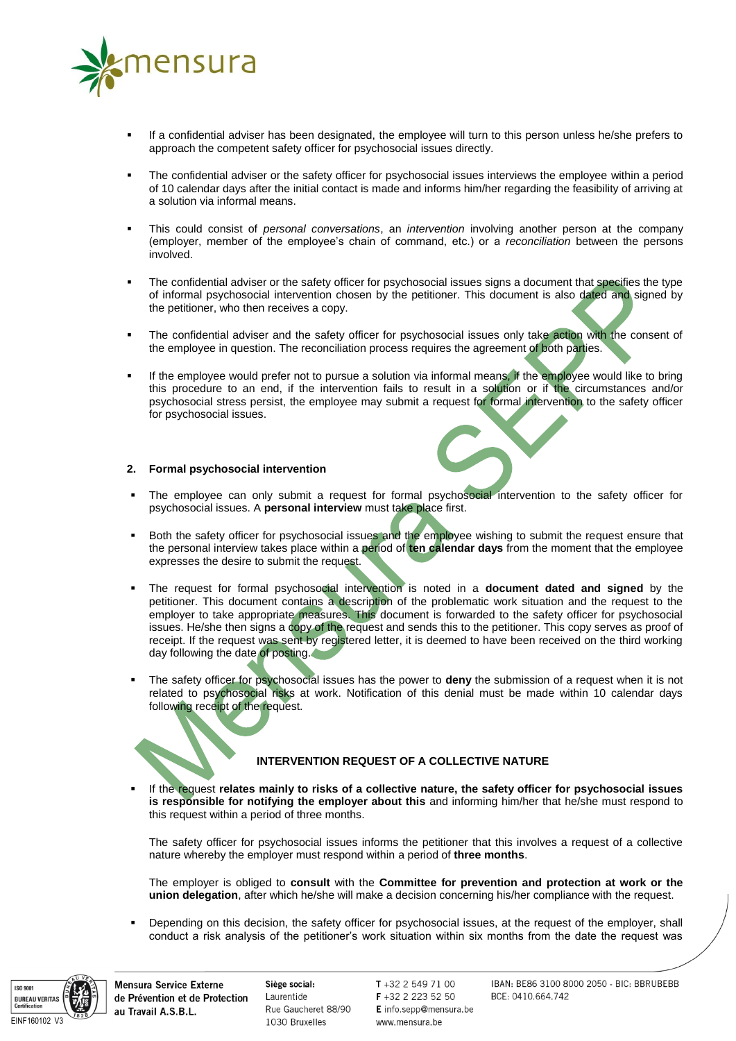- If a confidential adviser has been designated, the employee will turn to this person unless he/she prefers to approach the competent safety officer for psychosocial issues directly.

- The confidential adviser or the safety officer for psychosocial issues interviews the employee within a period of 10 calendar days after the initial contact is made and informs him/her regarding the feasibility of arriving at a solution via informal means.

- This could consist of *personal conversations*, an *intervention* involving another person at the company (employer, member of the employee's chain of command, etc.) or a *reconciliation* between the persons involved.

- The confidential adviser or the safety officer for psychosocial issues signs a document that specifies the type of informal psychosocial intervention chosen by the petitioner. This document is also dated and signed by the petitioner, who then receives a copy.

- The confidential adviser and the safety officer for psychosocial issues only take action with the consent of the employee in question. The reconciliation process requires the agreement of both parties.

- If the employee would prefer not to pursue a solution via informal means, if the employee would like to bring this procedure to an end, if the intervention fails to result in a solution or if the circumstances and/or psychosocial stress persist, the employee may submit a request for formal intervention to the safety officer for psychosocial issues.

## 2. Formal psychosocial intervention

- The employee can only submit a request for formal psychosocial intervention to the safety officer for psychosocial issues. A **personal interview** must take place first.

- Both the safety officer for psychosocial issues and the employee wishing to submit the request ensure that the personal interview takes place within a period of **ten calendar days** from the moment that the employee expresses the desire to submit the request.

- The request for formal psychosocial intervention is noted in a **document dated and signed** by the petitioner. This document contains a description of the problematic work situation and the request to the employer to take appropriate measures. This document is forwarded to the safety officer for psychosocial issues. He/she then signs a copy of the request and sends this to the petitioner. This copy serves as proof of receipt. If the request was sent by registered letter, it is deemed to have been received on the third working day following the date of posting.

- The safety officer for psychosocial issues has the power to **deny** the submission of a request when it is not related to psychosocial risks at work. Notification of this denial must be made within 10 calendar days following receipt of the request.

### INTERVENTION REQUEST OF A COLLECTIVE NATURE

- If the request **relates mainly to risks of a collective nature, the safety officer for psychosocial issues is responsible for notifying the employer about this** and informing him/her that he/she must respond to this request within a period of three months.

  The safety officer for psychosocial issues informs the petitioner that this involves a request of a collective nature whereby the employer must respond within a period of **three months**.

  The employer is obliged to **consult** with the **Committee for prevention and protection at work or the union delegation**, after which he/she will make a decision concerning his/her compliance with the request.

- Depending on this decision, the safety officer for psychosocial issues, at the request of the employer, shall conduct a risk analysis of the petitioner's work situation within six months from the date the request was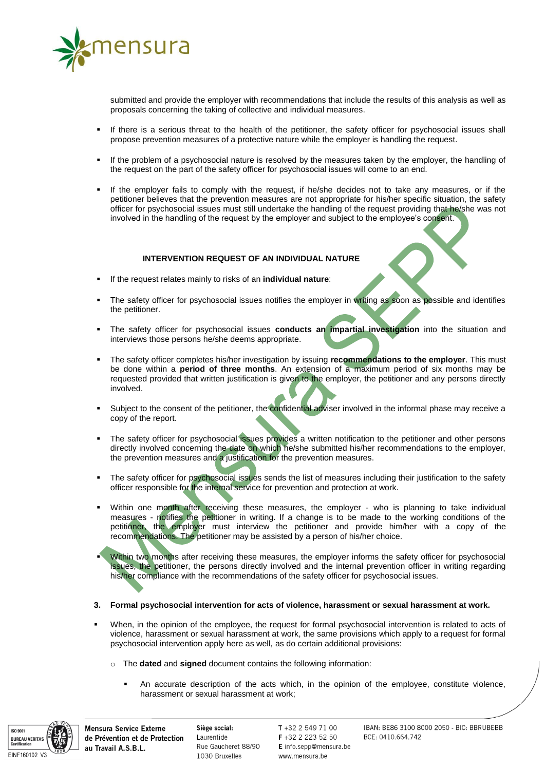submitted and provide the employer with recommendations that include the results of this analysis as well as proposals concerning the taking of collective and individual measures.

- If there is a serious threat to the health of the petitioner, the safety officer for psychosocial issues shall propose prevention measures of a protective nature while the employer is handling the request.
- If the problem of a psychosocial nature is resolved by the measures taken by the employer, the handling of the request on the part of the safety officer for psychosocial issues will come to an end.
- If the employer fails to comply with the request, if he/she decides not to take any measures, or if the petitioner believes that the prevention measures are not appropriate for his/her specific situation, the safety officer for psychosocial issues must still undertake the handling of the request providing that he/she was not involved in the handling of the request by the employer and subject to the employee's consent.

**INTERVENTION REQUEST OF AN INDIVIDUAL NATURE**

- If the request relates mainly to risks of an **individual nature**:
- The safety officer for psychosocial issues notifies the employer in writing as soon as possible and identifies the petitioner.
- The safety officer for psychosocial issues **conducts an impartial investigation** into the situation and interviews those persons he/she deems appropriate.
- The safety officer completes his/her investigation by issuing **recommendations to the employer**. This must be done within a **period of three months**. An extension of a maximum period of six months may be requested provided that written justification is given to the employer, the petitioner and any persons directly involved.
- Subject to the consent of the petitioner, the confidential adviser involved in the informal phase may receive a copy of the report.
- The safety officer for psychosocial issues provides a written notification to the petitioner and other persons directly involved concerning the date on which he/she submitted his/her recommendations to the employer, the prevention measures and a justification for the prevention measures.
- The safety officer for psychosocial issues sends the list of measures including their justification to the safety officer responsible for the internal service for prevention and protection at work.
- Within one month after receiving these measures, the employer - who is planning to take individual measures - notifies the petitioner in writing. If a change is to be made to the working conditions of the petitioner, the employer must interview the petitioner and provide him/her with a copy of the recommendations. The petitioner may be assisted by a person of his/her choice.
- Within two months after receiving these measures, the employer informs the safety officer for psychosocial issues, the petitioner, the persons directly involved and the internal prevention officer in writing regarding his/her compliance with the recommendations of the safety officer for psychosocial issues.

**3. Formal psychosocial intervention for acts of violence, harassment or sexual harassment at work.**

- When, in the opinion of the employee, the request for formal psychosocial intervention is related to acts of violence, harassment or sexual harassment at work, the same provisions which apply to a request for formal psychosocial intervention apply here as well, as do certain additional provisions:
  - The **dated** and **signed** document contains the following information:
    - An accurate description of the acts which, in the opinion of the employee, constitute violence, harassment or sexual harassment at work;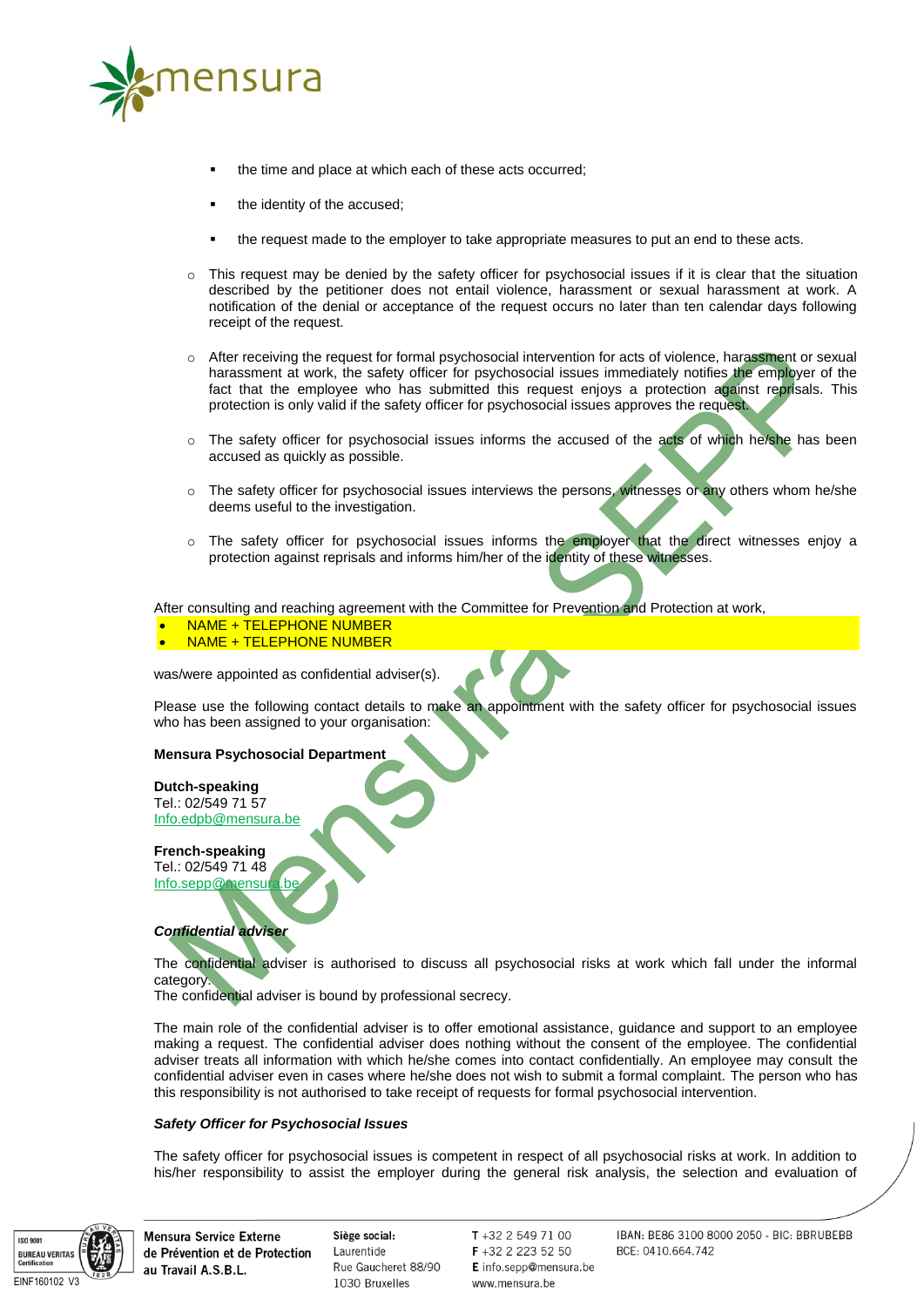- the time and place at which each of these acts occurred;
  - the identity of the accused;
  - the request made to the employer to take appropriate measures to put an end to these acts.
- This request may be denied by the safety officer for psychosocial issues if it is clear that the situation described by the petitioner does not entail violence, harassment or sexual harassment at work. A notification of the denial or acceptance of the request occurs no later than ten calendar days following receipt of the request.
- After receiving the request for formal psychosocial intervention for acts of violence, harassment or sexual harassment at work, the safety officer for psychosocial issues immediately notifies the employer of the fact that the employee who has submitted this request enjoys a protection against reprisals. This protection is only valid if the safety officer for psychosocial issues approves the request.
- The safety officer for psychosocial issues informs the accused of the acts of which he/she has been accused as quickly as possible.
- The safety officer for psychosocial issues interviews the persons, witnesses or any others whom he/she deems useful to the investigation.
- The safety officer for psychosocial issues informs the employer that the direct witnesses enjoy a protection against reprisals and informs him/her of the identity of these witnesses.

After consulting and reaching agreement with the Committee for Prevention and Protection at work,

- NAME + TELEPHONE NUMBER
- NAME + TELEPHONE NUMBER

was/were appointed as confidential adviser(s).

Please use the following contact details to make an appointment with the safety officer for psychosocial issues who has been assigned to your organisation:

**Mensura Psychosocial Department**

**Dutch-speaking**
Tel.: 02/549 71 57
Info.edpb@mensura.be

**French-speaking**
Tel.: 02/549 71 48
Info.sepp@mensura.be

***Confidential adviser***

The confidential adviser is authorised to discuss all psychosocial risks at work which fall under the informal category.
The confidential adviser is bound by professional secrecy.

The main role of the confidential adviser is to offer emotional assistance, guidance and support to an employee making a request. The confidential adviser does nothing without the consent of the employee. The confidential adviser treats all information with which he/she comes into contact confidentially. An employee may consult the confidential adviser even in cases where he/she does not wish to submit a formal complaint. The person who has this responsibility is not authorised to take receipt of requests for formal psychosocial intervention.

***Safety Officer for Psychosocial Issues***

The safety officer for psychosocial issues is competent in respect of all psychosocial risks at work. In addition to his/her responsibility to assist the employer during the general risk analysis, the selection and evaluation of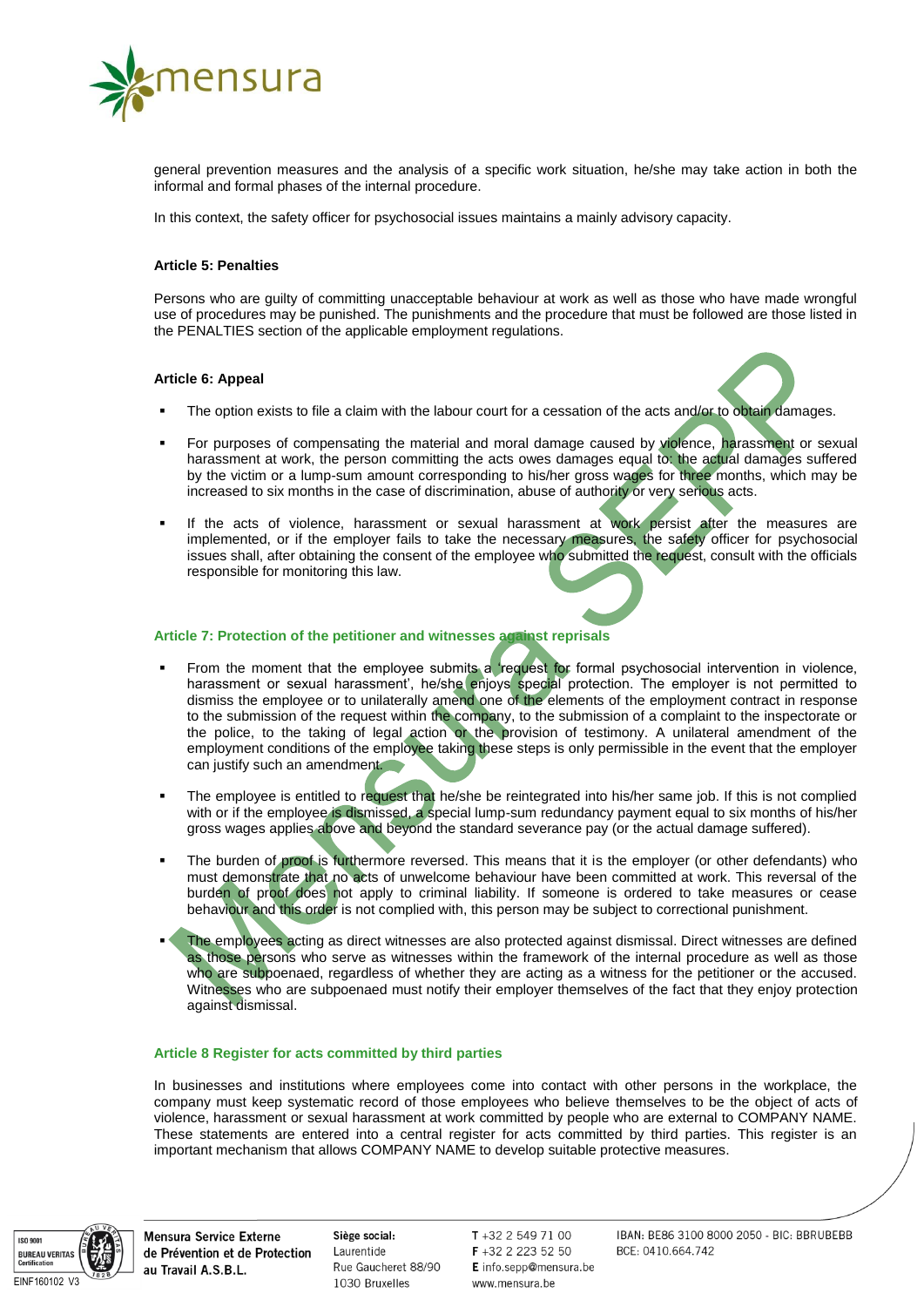general prevention measures and the analysis of a specific work situation, he/she may take action in both the informal and formal phases of the internal procedure.

In this context, the safety officer for psychosocial issues maintains a mainly advisory capacity.

**Article 5: Penalties**

Persons who are guilty of committing unacceptable behaviour at work as well as those who have made wrongful use of procedures may be punished. The punishments and the procedure that must be followed are those listed in the PENALTIES section of the applicable employment regulations.

**Article 6: Appeal**

- The option exists to file a claim with the labour court for a cessation of the acts and/or to obtain damages.
- For purposes of compensating the material and moral damage caused by violence, harassment or sexual harassment at work, the person committing the acts owes damages equal to: the actual damages suffered by the victim or a lump-sum amount corresponding to his/her gross wages for three months, which may be increased to six months in the case of discrimination, abuse of authority or very serious acts.
- If the acts of violence, harassment or sexual harassment at work persist after the measures are implemented, or if the employer fails to take the necessary measures, the safety officer for psychosocial issues shall, after obtaining the consent of the employee who submitted the request, consult with the officials responsible for monitoring this law.

**Article 7: Protection of the petitioner and witnesses against reprisals**

- From the moment that the employee submits a 'request for formal psychosocial intervention in violence, harassment or sexual harassment', he/she enjoys special protection. The employer is not permitted to dismiss the employee or to unilaterally amend one of the elements of the employment contract in response to the submission of the request within the company, to the submission of a complaint to the inspectorate or the police, to the taking of legal action or the provision of testimony. A unilateral amendment of the employment conditions of the employee taking these steps is only permissible in the event that the employer can justify such an amendment.
- The employee is entitled to request that he/she be reintegrated into his/her same job. If this is not complied with or if the employee is dismissed, a special lump-sum redundancy payment equal to six months of his/her gross wages applies above and beyond the standard severance pay (or the actual damage suffered).
- The burden of proof is furthermore reversed. This means that it is the employer (or other defendants) who must demonstrate that no acts of unwelcome behaviour have been committed at work. This reversal of the burden of proof does not apply to criminal liability. If someone is ordered to take measures or cease behaviour and this order is not complied with, this person may be subject to correctional punishment.
- The employees acting as direct witnesses are also protected against dismissal. Direct witnesses are defined as those persons who serve as witnesses within the framework of the internal procedure as well as those who are subpoenaed, regardless of whether they are acting as a witness for the petitioner or the accused. Witnesses who are subpoenaed must notify their employer themselves of the fact that they enjoy protection against dismissal.

**Article 8 Register for acts committed by third parties**

In businesses and institutions where employees come into contact with other persons in the workplace, the company must keep systematic record of those employees who believe themselves to be the object of acts of violence, harassment or sexual harassment at work committed by people who are external to COMPANY NAME. These statements are entered into a central register for acts committed by third parties. This register is an important mechanism that allows COMPANY NAME to develop suitable protective measures.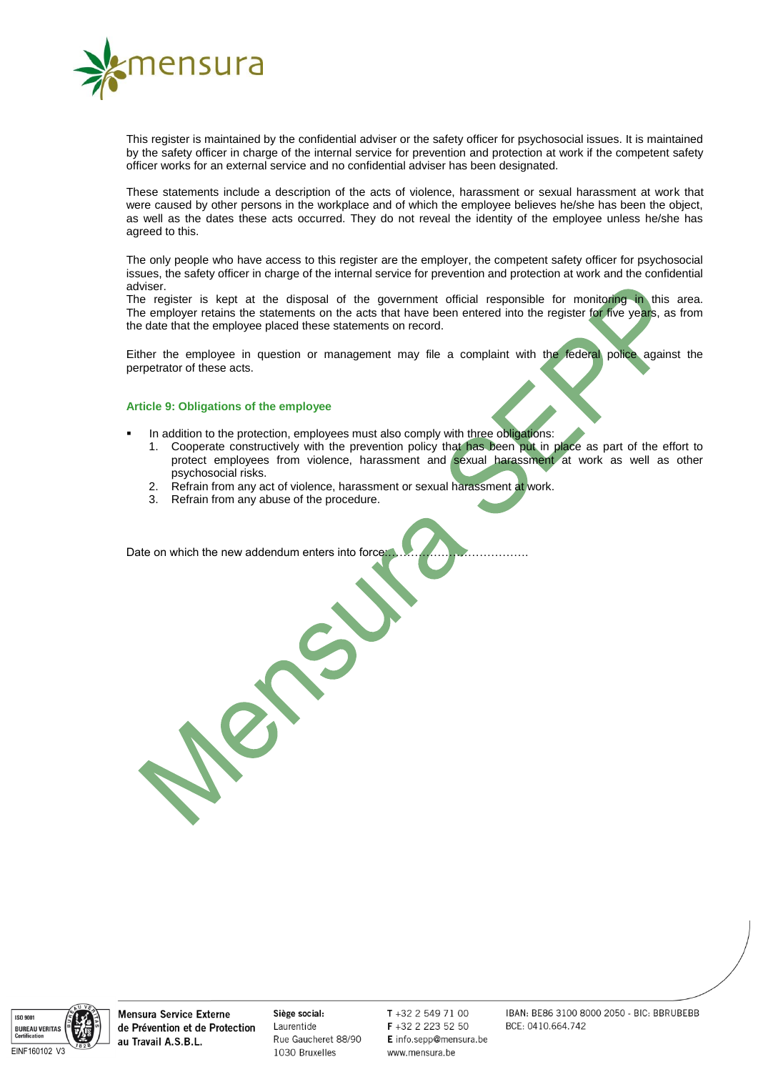This register is maintained by the confidential adviser or the safety officer for psychosocial issues. It is maintained by the safety officer in charge of the internal service for prevention and protection at work if the competent safety officer works for an external service and no confidential adviser has been designated.

These statements include a description of the acts of violence, harassment or sexual harassment at work that were caused by other persons in the workplace and of which the employee believes he/she has been the object, as well as the dates these acts occurred. They do not reveal the identity of the employee unless he/she has agreed to this.

The only people who have access to this register are the employer, the competent safety officer for psychosocial issues, the safety officer in charge of the internal service for prevention and protection at work and the confidential adviser.
The register is kept at the disposal of the government official responsible for monitoring in this area. The employer retains the statements on the acts that have been entered into the register for five years, as from the date that the employee placed these statements on record.

Either the employee in question or management may file a complaint with the federal police against the perpetrator of these acts.

### Article 9: Obligations of the employee

- In addition to the protection, employees must also comply with three obligations:
  1. Cooperate constructively with the prevention policy that has been put in place as part of the effort to protect employees from violence, harassment and sexual harassment at work as well as other psychosocial risks.
  2. Refrain from any act of violence, harassment or sexual harassment at work.
  3. Refrain from any abuse of the procedure.

Date on which the new addendum enters into force:……………………………….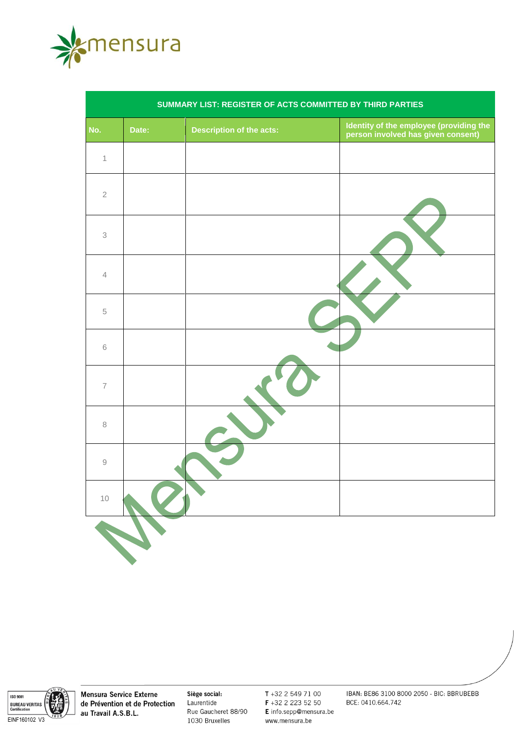| SUMMARY LIST: REGISTER OF ACTS COMMITTED BY THIRD PARTIES | | | |
|---|---|---|---|
| **No.** | **Date:** | **Description of the acts:** | **Identity of the employee (providing the person involved has given consent)** |
| 1 | | | |
| 2 | | | |
| 3 | | | |
| 4 | | | |
| 5 | | | |
| 6 | | | |
| 7 | | | |
| 8 | | | |
| 9 | | | |
| 10 | | | |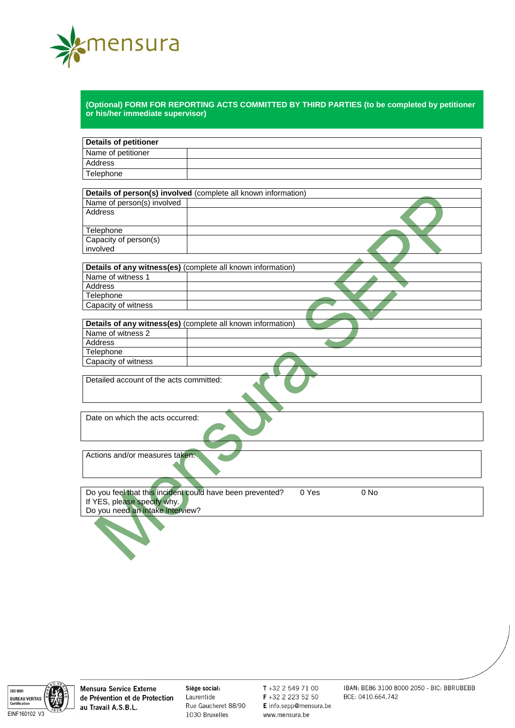## (Optional) FORM FOR REPORTING ACTS COMMITTED BY THIRD PARTIES (to be completed by petitioner or his/her immediate supervisor)

| **Details of petitioner** | |
|---|---|
| Name of petitioner | |
| Address | |
| Telephone | |

| **Details of person(s) involved** (complete all known information) | |
|---|---|
| Name of person(s) involved | |
| Address | |
| Telephone | |
| Capacity of person(s) involved | |

| **Details of any witness(es)** (complete all known information) | |
|---|---|
| Name of witness 1 | |
| Address | |
| Telephone | |
| Capacity of witness | |

| **Details of any witness(es)** (complete all known information) | |
|---|---|
| Name of witness 2 | |
| Address | |
| Telephone | |
| Capacity of witness | |

Detailed account of the acts committed:

Date on which the acts occurred:

Actions and/or measures taken:

Do you feel that this incident could have been prevented? 0 Yes 0 No
If YES, please specify why.
Do you need an intake interview?

Mensura SEPP

EINF160102 V3

**Mensura Service Externe de Prévention et de Protection au Travail A.S.B.L.**

**Siège social:** Laurentide
Rue Gaucheret 88/90
1030 Bruxelles

**T** +32 2 549 71 00
**F** +32 2 223 52 50
**E** info.sepp@mensura.be
www.mensura.be

IBAN: BE86 3100 8000 2050 - BIC: BBRUBEBB
BCE: 0410.664.742